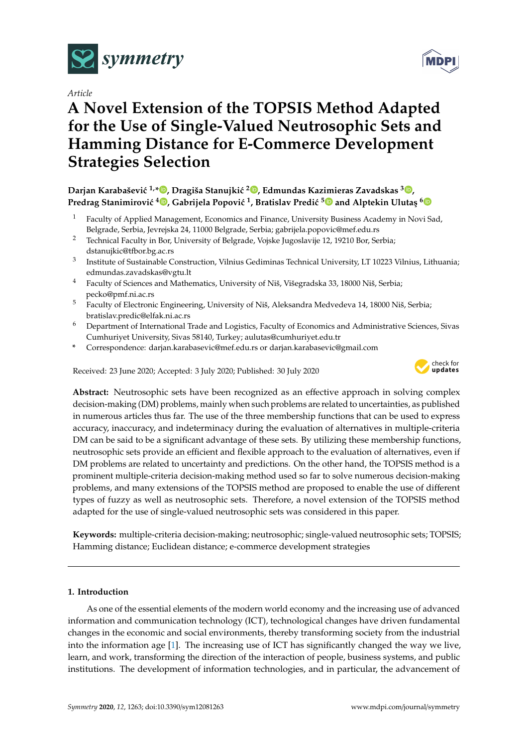*Article*

# A Novel Extension of the TOPSIS Method Adapted for the Use of Single-Valued Neutrosophic Sets and Hamming Distance for E-Commerce Development Strategies Selection

**Darjan Karabašević [1,*], Dragiša Stanujkić [2], Edmundas Kazimieras Zavadskas [3], Predrag Stanimirović [4], Gabrijela Popović [1], Bratislav Predić [5] and Alptekin Ulutaş [6]**

1. Faculty of Applied Management, Economics and Finance, University Business Academy in Novi Sad, Belgrade, Serbia, Jevrejska 24, 11000 Belgrade, Serbia; gabrijela.popovic@mef.edu.rs
2. Technical Faculty in Bor, University of Belgrade, Vojske Jugoslavije 12, 19210 Bor, Serbia; dstanujkic@tfbor.bg.ac.rs
3. Institute of Sustainable Construction, Vilnius Gediminas Technical University, LT 10223 Vilnius, Lithuania; edmundas.zavadskas@vgtu.lt
4. Faculty of Sciences and Mathematics, University of Niš, Višegradska 33, 18000 Niš, Serbia; pecko@pmf.ni.ac.rs
5. Faculty of Electronic Engineering, University of Niš, Aleksandra Medvedeva 14, 18000 Niš, Serbia; bratislav.predic@elfak.ni.ac.rs
6. Department of International Trade and Logistics, Faculty of Economics and Administrative Sciences, Sivas Cumhuriyet University, Sivas 58140, Turkey; aulutas@cumhuriyet.edu.tr

\* Correspondence: darjan.karabasevic@mef.edu.rs or darjan.karabasevic@gmail.com

Received: 23 June 2020; Accepted: 3 July 2020; Published: 30 July 2020

**Abstract:** Neutrosophic sets have been recognized as an effective approach in solving complex decision-making (DM) problems, mainly when such problems are related to uncertainties, as published in numerous articles thus far. The use of the three membership functions that can be used to express accuracy, inaccuracy, and indeterminacy during the evaluation of alternatives in multiple-criteria DM can be said to be a significant advantage of these sets. By utilizing these membership functions, neutrosophic sets provide an efficient and flexible approach to the evaluation of alternatives, even if DM problems are related to uncertainty and predictions. On the other hand, the TOPSIS method is a prominent multiple-criteria decision-making method used so far to solve numerous decision-making problems, and many extensions of the TOPSIS method are proposed to enable the use of different types of fuzzy as well as neutrosophic sets. Therefore, a novel extension of the TOPSIS method adapted for the use of single-valued neutrosophic sets was considered in this paper.

**Keywords:** multiple-criteria decision-making; neutrosophic; single-valued neutrosophic sets; TOPSIS; Hamming distance; Euclidean distance; e-commerce development strategies

## 1. Introduction

As one of the essential elements of the modern world economy and the increasing use of advanced information and communication technology (ICT), technological changes have driven fundamental changes in the economic and social environments, thereby transforming society from the industrial into the information age [1]. The increasing use of ICT has significantly changed the way we live, learn, and work, transforming the direction of the interaction of people, business systems, and public institutions. The development of information technologies, and in particular, the advancement of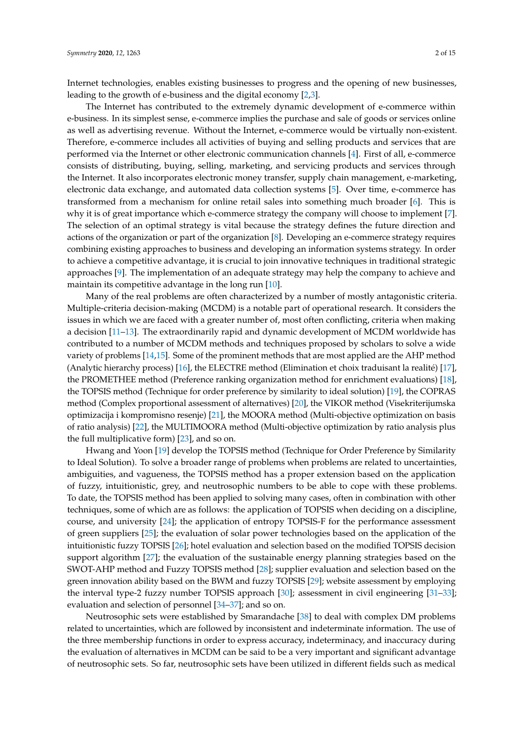Internet technologies, enables existing businesses to progress and the opening of new businesses, leading to the growth of e-business and the digital economy [2,3].

The Internet has contributed to the extremely dynamic development of e-commerce within e-business. In its simplest sense, e-commerce implies the purchase and sale of goods or services online as well as advertising revenue. Without the Internet, e-commerce would be virtually non-existent. Therefore, e-commerce includes all activities of buying and selling products and services that are performed via the Internet or other electronic communication channels [4]. First of all, e-commerce consists of distributing, buying, selling, marketing, and servicing products and services through the Internet. It also incorporates electronic money transfer, supply chain management, e-marketing, electronic data exchange, and automated data collection systems [5]. Over time, e-commerce has transformed from a mechanism for online retail sales into something much broader [6]. This is why it is of great importance which e-commerce strategy the company will choose to implement [7]. The selection of an optimal strategy is vital because the strategy defines the future direction and actions of the organization or part of the organization [8]. Developing an e-commerce strategy requires combining existing approaches to business and developing an information systems strategy. In order to achieve a competitive advantage, it is crucial to join innovative techniques in traditional strategic approaches [9]. The implementation of an adequate strategy may help the company to achieve and maintain its competitive advantage in the long run [10].

Many of the real problems are often characterized by a number of mostly antagonistic criteria. Multiple-criteria decision-making (MCDM) is a notable part of operational research. It considers the issues in which we are faced with a greater number of, most often conflicting, criteria when making a decision [11–13]. The extraordinarily rapid and dynamic development of MCDM worldwide has contributed to a number of MCDM methods and techniques proposed by scholars to solve a wide variety of problems [14,15]. Some of the prominent methods that are most applied are the AHP method (Analytic hierarchy process) [16], the ELECTRE method (Elimination et choix traduisant la realité) [17], the PROMETHEE method (Preference ranking organization method for enrichment evaluations) [18], the TOPSIS method (Technique for order preference by similarity to ideal solution) [19], the COPRAS method (Complex proportional assessment of alternatives) [20], the VIKOR method (Visekriterijumska optimizacija i kompromisno resenje) [21], the MOORA method (Multi-objective optimization on basis of ratio analysis) [22], the MULTIMOORA method (Multi-objective optimization by ratio analysis plus the full multiplicative form) [23], and so on.

Hwang and Yoon [19] develop the TOPSIS method (Technique for Order Preference by Similarity to Ideal Solution). To solve a broader range of problems when problems are related to uncertainties, ambiguities, and vagueness, the TOPSIS method has a proper extension based on the application of fuzzy, intuitionistic, grey, and neutrosophic numbers to be able to cope with these problems. To date, the TOPSIS method has been applied to solving many cases, often in combination with other techniques, some of which are as follows: the application of TOPSIS when deciding on a discipline, course, and university [24]; the application of entropy TOPSIS-F for the performance assessment of green suppliers [25]; the evaluation of solar power technologies based on the application of the intuitionistic fuzzy TOPSIS [26]; hotel evaluation and selection based on the modified TOPSIS decision support algorithm [27]; the evaluation of the sustainable energy planning strategies based on the SWOT-AHP method and Fuzzy TOPSIS method [28]; supplier evaluation and selection based on the green innovation ability based on the BWM and fuzzy TOPSIS [29]; website assessment by employing the interval type-2 fuzzy number TOPSIS approach [30]; assessment in civil engineering [31–33]; evaluation and selection of personnel [34–37]; and so on.

Neutrosophic sets were established by Smarandache [38] to deal with complex DM problems related to uncertainties, which are followed by inconsistent and indeterminate information. The use of the three membership functions in order to express accuracy, indeterminacy, and inaccuracy during the evaluation of alternatives in MCDM can be said to be a very important and significant advantage of neutrosophic sets. So far, neutrosophic sets have been utilized in different fields such as medical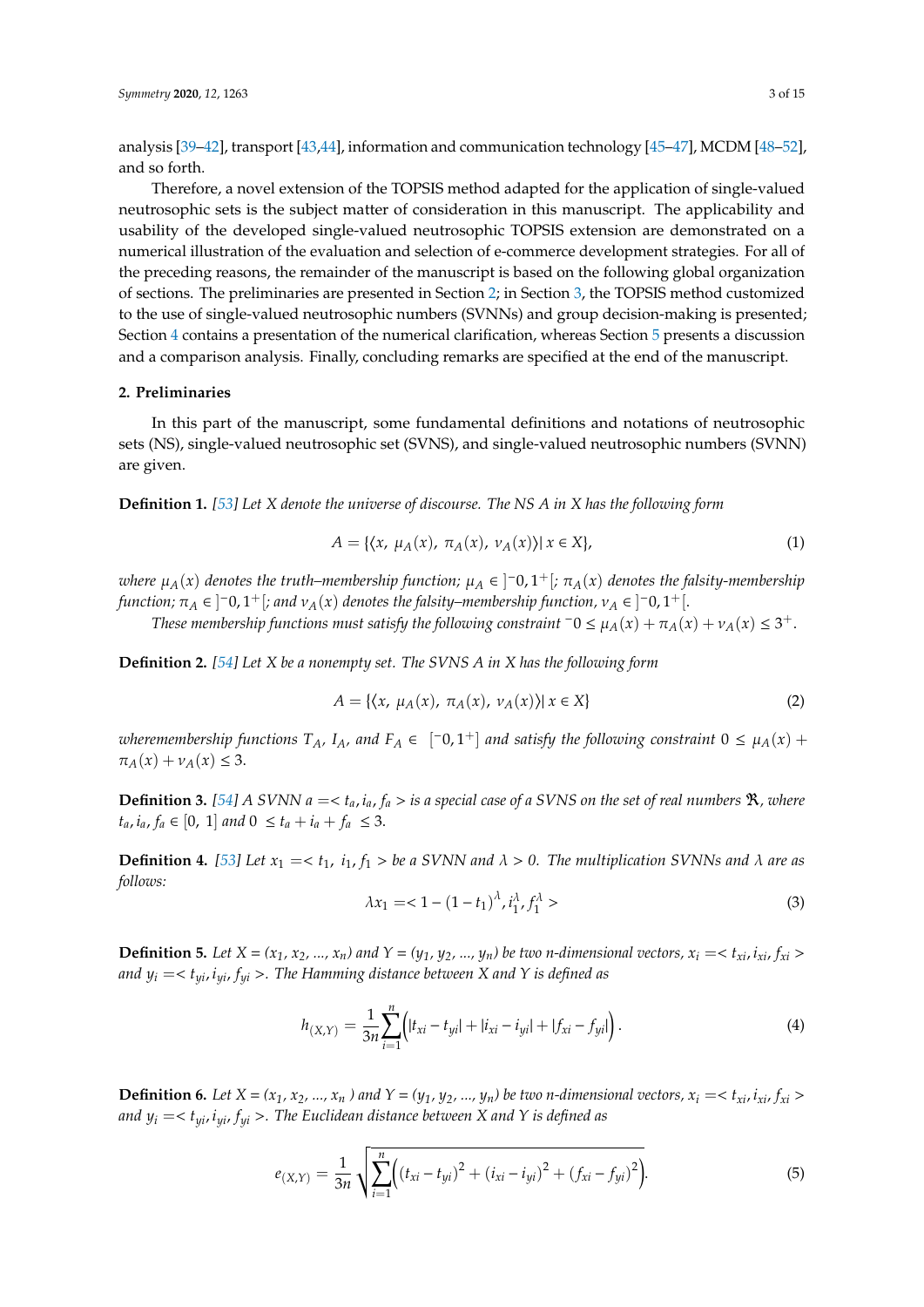analysis [39–42], transport [43,44], information and communication technology [45–47], MCDM [48–52], and so forth.

Therefore, a novel extension of the TOPSIS method adapted for the application of single-valued neutrosophic sets is the subject matter of consideration in this manuscript. The applicability and usability of the developed single-valued neutrosophic TOPSIS extension are demonstrated on a numerical illustration of the evaluation and selection of e-commerce development strategies. For all of the preceding reasons, the remainder of the manuscript is based on the following global organization of sections. The preliminaries are presented in Section 2; in Section 3, the TOPSIS method customized to the use of single-valued neutrosophic numbers (SVNNs) and group decision-making is presented; Section 4 contains a presentation of the numerical clarification, whereas Section 5 presents a discussion and a comparison analysis. Finally, concluding remarks are specified at the end of the manuscript.

## 2. Preliminaries

In this part of the manuscript, some fundamental definitions and notations of neutrosophic sets (NS), single-valued neutrosophic set (SVNS), and single-valued neutrosophic numbers (SVNN) are given.

**Definition 1.** *[53] Let X denote the universe of discourse. The NS A in X has the following form*

$$A = \{\langle x,\ \mu_A(x),\ \pi_A(x),\ \nu_A(x)\rangle |\ x \in X\}, \tag{1}$$

*where $\mu_A(x)$ denotes the truth–membership function; $\mu_A \in\ ]^-0, 1^+[$; $\pi_A(x)$ denotes the falsity-membership function; $\pi_A \in\ ]^-0, 1^+[$; and $\nu_A(x)$ denotes the falsity–membership function, $\nu_A \in\ ]^-0, 1^+[$.*

*These membership functions must satisfy the following constraint $^-0 \le \mu_A(x) + \pi_A(x) + \nu_A(x) \le 3^+$.*

**Definition 2.** *[54] Let X be a nonempty set. The SVNS A in X has the following form*

$$A = \{\langle x,\ \mu_A(x),\ \pi_A(x),\ \nu_A(x)\rangle |\ x \in X\} \tag{2}$$

*wheremembership functions $T_A$, $I_A$, and $F_A \in\ [^-0, 1^+]$ and satisfy the following constraint $0 \le \mu_A(x) + \pi_A(x) + \nu_A(x) \le 3$.*

**Definition 3.** *[54] A SVNN $a =< t_a, i_a, f_a >$ is a special case of a SVNS on the set of real numbers $\Re$, where $t_a, i_a, f_a \in [0,\ 1]$ and $0\ \le t_a + i_a + f_a\ \le 3$.*

**Definition 4.** *[53] Let $x_1 =< t_1,\ i_1, f_1 >$ be a SVNN and $\lambda > 0$. The multiplication SVNNs and $\lambda$ are as follows:*

$$\lambda x_1 =< 1 - (1 - t_1)^{\lambda}, i_1^{\lambda}, f_1^{\lambda} > \tag{3}$$

**Definition 5.** *Let X = ($x_1, x_2, ..., x_n$) and Y = ($y_1, y_2, ..., y_n$) be two n-dimensional vectors, $x_i =< t_{xi}, i_{xi}, f_{xi} >$ and $y_i =< t_{yi}, i_{yi}, f_{yi} >$. The Hamming distance between X and Y is defined as*

$$h_{(X,Y)} = \frac{1}{3n}\sum_{i=1}^{n}\Big(|t_{xi} - t_{yi}| + |i_{xi} - i_{yi}| + |f_{xi} - f_{yi}|\Big). \tag{4}$$

**Definition 6.** *Let X = ($x_1, x_2, ..., x_n$ ) and Y = ($y_1, y_2, ..., y_n$) be two n-dimensional vectors, $x_i =< t_{xi}, i_{xi}, f_{xi} >$ and $y_i =< t_{yi}, i_{yi}, f_{yi} >$. The Euclidean distance between X and Y is defined as*

$$e_{(X,Y)} = \frac{1}{3n}\sqrt{\sum_{i=1}^{n}\Big((t_{xi} - t_{yi})^2 + (i_{xi} - i_{yi})^2 + (f_{xi} - f_{yi})^2\Big)}. \tag{5}$$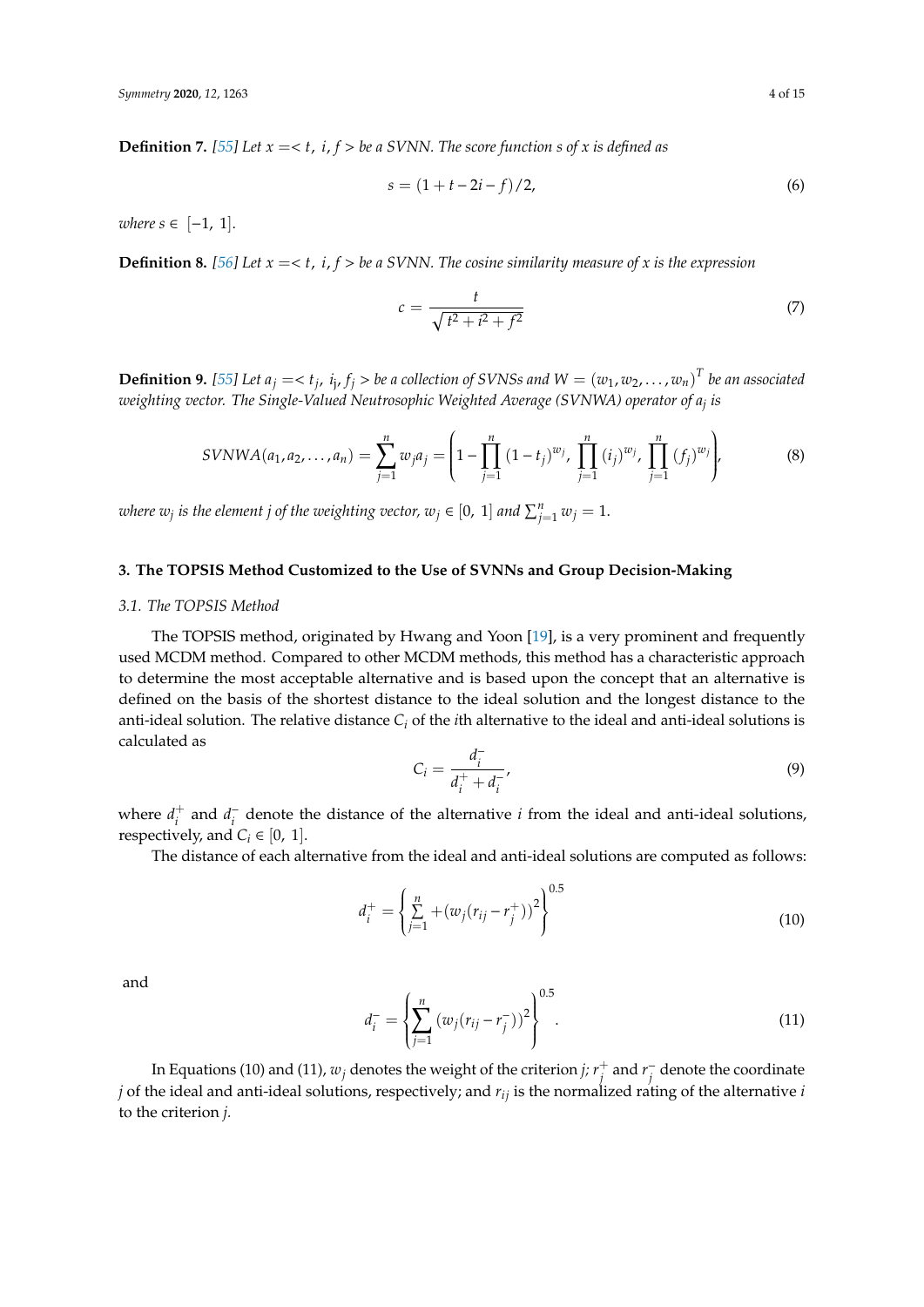**Definition 7.** *[55] Let $x = <t,\ i,\ f>$ be a SVNN. The score function s of x is defined as*

$$s = (1 + t - 2i - f)/2, \tag{6}$$

*where $s \in [-1,\ 1]$.*

**Definition 8.** *[56] Let $x = <t,\ i,\ f>$ be a SVNN. The cosine similarity measure of x is the expression*

$$c = \frac{t}{\sqrt{t^2 + i^2 + f^2}} \tag{7}$$

**Definition 9.** *[55] Let $a_j = <t_j,\ i_j,\ f_j>$ be a collection of SVNSs and $W = (w_1, w_2, \ldots, w_n)^T$ be an associated weighting vector. The Single-Valued Neutrosophic Weighted Average (SVNWA) operator of $a_j$ is*

$$SVNWA(a_1, a_2, \ldots, a_n) = \sum_{j=1}^{n} w_j a_j = \left( 1 - \prod_{j=1}^{n} (1 - t_j)^{w_j},\ \prod_{j=1}^{n} (i_j)^{w_j},\ \prod_{j=1}^{n} (f_j)^{w_j} \right), \tag{8}$$

*where $w_j$ is the element j of the weighting vector, $w_j \in [0,\ 1]$ and $\sum_{j=1}^{n} w_j = 1$.*

## 3. The TOPSIS Method Customized to the Use of SVNNs and Group Decision-Making

### 3.1. The TOPSIS Method

The TOPSIS method, originated by Hwang and Yoon [19], is a very prominent and frequently used MCDM method. Compared to other MCDM methods, this method has a characteristic approach to determine the most acceptable alternative and is based upon the concept that an alternative is defined on the basis of the shortest distance to the ideal solution and the longest distance to the anti-ideal solution. The relative distance $C_i$ of the $i$th alternative to the ideal and anti-ideal solutions is calculated as

$$C_i = \frac{d_i^-}{d_i^+ + d_i^-}, \tag{9}$$

where $d_i^+$ and $d_i^-$ denote the distance of the alternative $i$ from the ideal and anti-ideal solutions, respectively, and $C_i \in [0,\ 1]$.

The distance of each alternative from the ideal and anti-ideal solutions are computed as follows:

$$d_i^+ = \left\{ \sum_{j=1}^{n} + (w_j(r_{ij} - r_j^+))^2 \right\}^{0.5} \tag{10}$$

and

$$d_i^- = \left\{ \sum_{j=1}^{n} (w_j(r_{ij} - r_j^-))^2 \right\}^{0.5}. \tag{11}$$

In Equations (10) and (11), $w_j$ denotes the weight of the criterion $j$; $r_j^+$ and $r_j^-$ denote the coordinate $j$ of the ideal and anti-ideal solutions, respectively; and $r_{ij}$ is the normalized rating of the alternative $i$ to the criterion $j$.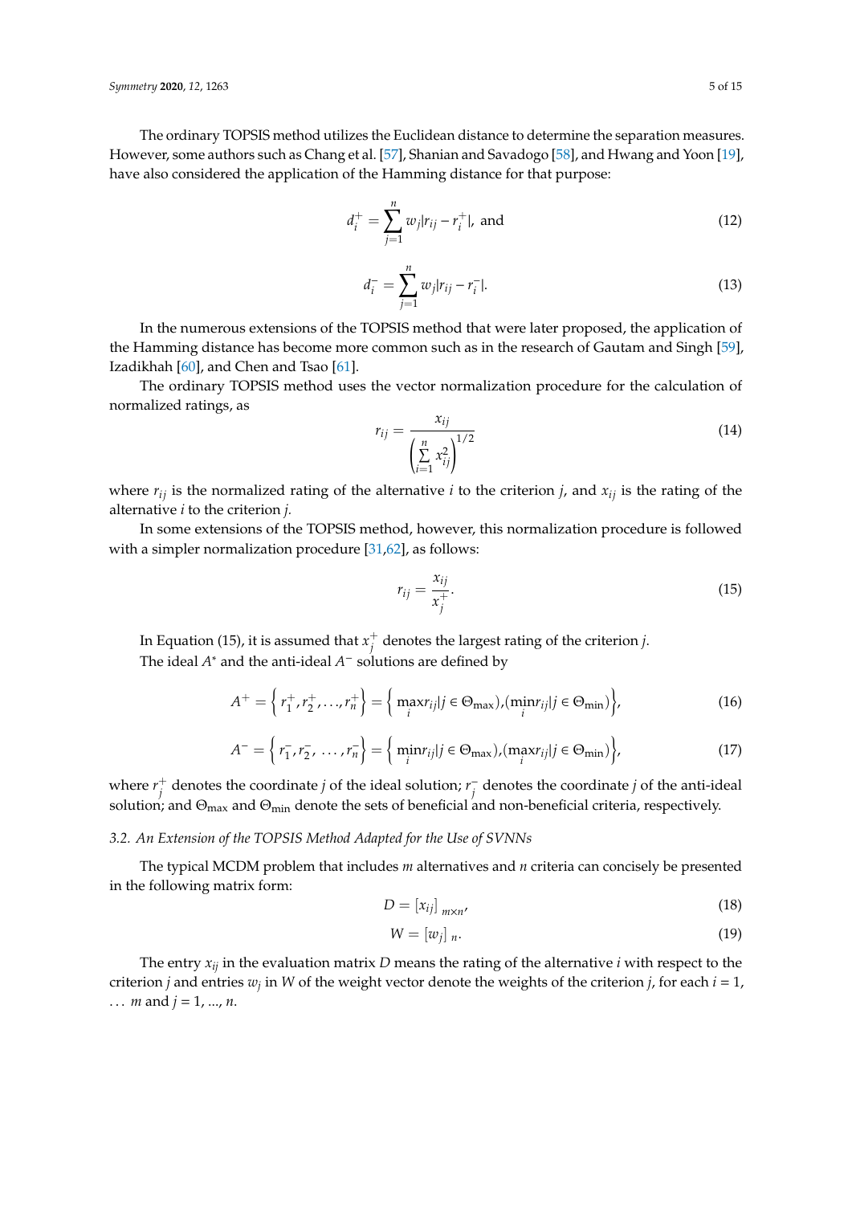The ordinary TOPSIS method utilizes the Euclidean distance to determine the separation measures. However, some authors such as Chang et al. [57], Shanian and Savadogo [58], and Hwang and Yoon [19], have also considered the application of the Hamming distance for that purpose:

$$d_i^+ = \sum_{j=1}^{n} w_j |r_{ij} - r_i^+|, \text{ and} \tag{12}$$

$$d_i^- = \sum_{j=1}^{n} w_j |r_{ij} - r_i^-|. \tag{13}$$

In the numerous extensions of the TOPSIS method that were later proposed, the application of the Hamming distance has become more common such as in the research of Gautam and Singh [59], Izadikhah [60], and Chen and Tsao [61].

The ordinary TOPSIS method uses the vector normalization procedure for the calculation of normalized ratings, as

$$r_{ij} = \frac{x_{ij}}{\left(\sum\limits_{i=1}^{n} x_{ij}^2\right)^{1/2}} \tag{14}$$

where $r_{ij}$ is the normalized rating of the alternative $i$ to the criterion $j$, and $x_{ij}$ is the rating of the alternative $i$ to the criterion $j$.

In some extensions of the TOPSIS method, however, this normalization procedure is followed with a simpler normalization procedure [31,62], as follows:

$$r_{ij} = \frac{x_{ij}}{x_j^+}. \tag{15}$$

In Equation (15), it is assumed that $x_j^+$ denotes the largest rating of the criterion $j$.

The ideal $A^*$ and the anti-ideal $A^-$ solutions are defined by

$$A^+ = \left\{ r_1^+, r_2^+, \ldots, r_n^+ \right\} = \left\{ \max_i r_{ij} | j \in \Theta_{\max}), (\min_i r_{ij} | j \in \Theta_{\min}) \right\}, \tag{16}$$

$$A^- = \left\{ r_1^-, r_2^-, \ldots, r_n^- \right\} = \left\{ \min_i r_{ij} | j \in \Theta_{\max}), (\max_i r_{ij} | j \in \Theta_{\min}) \right\}, \tag{17}$$

where $r_j^+$ denotes the coordinate $j$ of the ideal solution; $r_j^-$ denotes the coordinate $j$ of the anti-ideal solution; and $\Theta_{\max}$ and $\Theta_{\min}$ denote the sets of beneficial and non-beneficial criteria, respectively.

### 3.2. An Extension of the TOPSIS Method Adapted for the Use of SVNNs

The typical MCDM problem that includes $m$ alternatives and $n$ criteria can concisely be presented in the following matrix form:

$$D = [x_{ij}]_{m \times n}, \tag{18}$$

$$W = [w_j]_n. \tag{19}$$

The entry $x_{ij}$ in the evaluation matrix $D$ means the rating of the alternative $i$ with respect to the criterion $j$ and entries $w_j$ in $W$ of the weight vector denote the weights of the criterion $j$, for each $i = 1, \ldots m$ and $j = 1, \ldots, n$.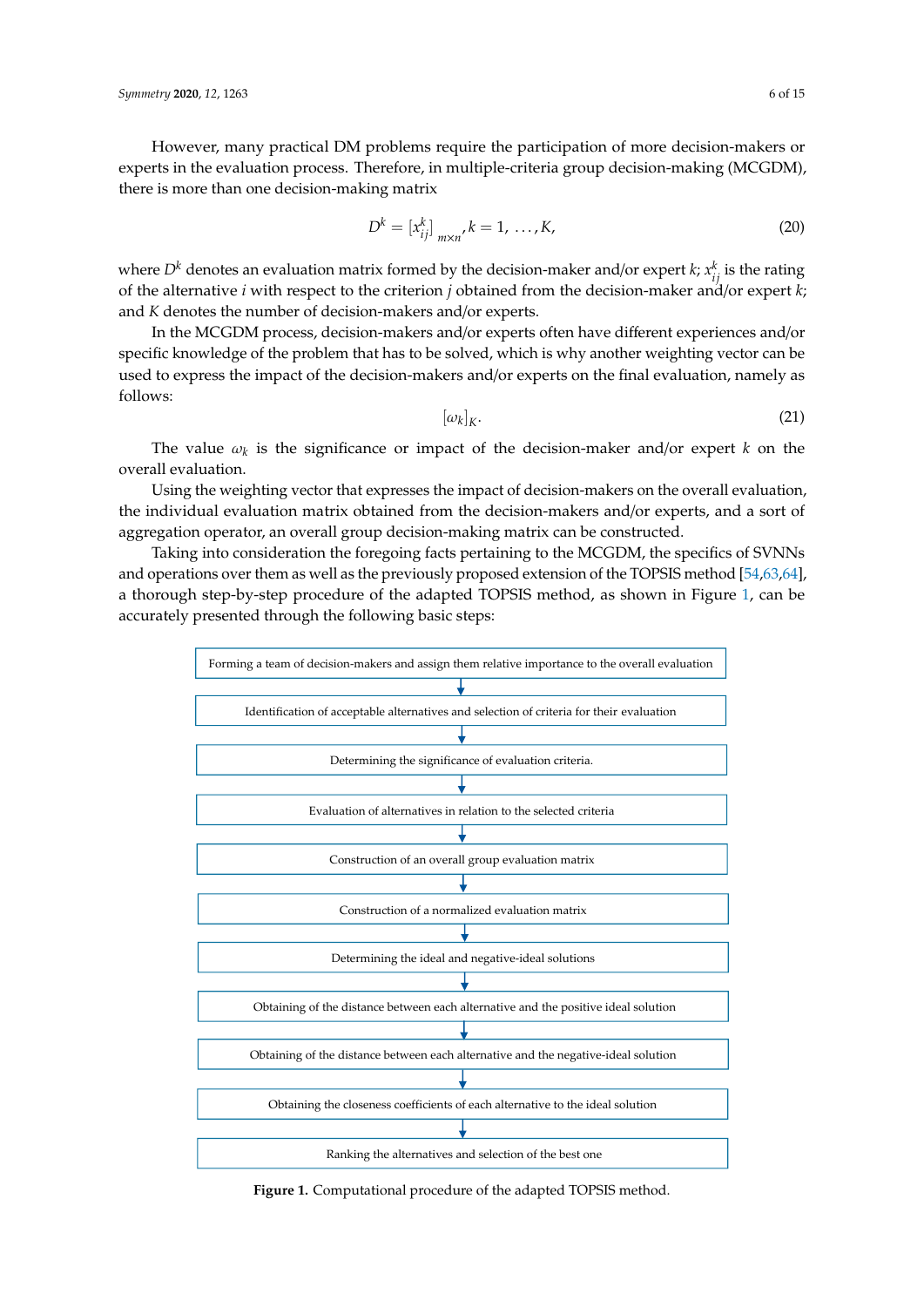However, many practical DM problems require the participation of more decision-makers or experts in the evaluation process. Therefore, in multiple-criteria group decision-making (MCGDM), there is more than one decision-making matrix

$$D^k = [x_{ij}^k]_{m \times n}, k = 1, \ldots, K, \tag{20}$$

where $D^k$ denotes an evaluation matrix formed by the decision-maker and/or expert $k$; $x_{ij}^k$ is the rating of the alternative $i$ with respect to the criterion $j$ obtained from the decision-maker and/or expert $k$; and $K$ denotes the number of decision-makers and/or experts.

In the MCGDM process, decision-makers and/or experts often have different experiences and/or specific knowledge of the problem that has to be solved, which is why another weighting vector can be used to express the impact of the decision-makers and/or experts on the final evaluation, namely as follows:

$$[\omega_k]_K. \tag{21}$$

The value $\omega_k$ is the significance or impact of the decision-maker and/or expert $k$ on the overall evaluation.

Using the weighting vector that expresses the impact of decision-makers on the overall evaluation, the individual evaluation matrix obtained from the decision-makers and/or experts, and a sort of aggregation operator, an overall group decision-making matrix can be constructed.

Taking into consideration the foregoing facts pertaining to the MCGDM, the specifics of SVNNs and operations over them as well as the previously proposed extension of the TOPSIS method [54,63,64], a thorough step-by-step procedure of the adapted TOPSIS method, as shown in Figure 1, can be accurately presented through the following basic steps:

Forming a team of decision-makers and assign them relative importance to the overall evaluation
↓
Identification of acceptable alternatives and selection of criteria for their evaluation
↓
Determining the significance of evaluation criteria.
↓
Evaluation of alternatives in relation to the selected criteria
↓
Construction of an overall group evaluation matrix
↓
Construction of a normalized evaluation matrix
↓
Determining the ideal and negative-ideal solutions
↓
Obtaining of the distance between each alternative and the positive ideal solution
↓
Obtaining of the distance between each alternative and the negative-ideal solution
↓
Obtaining the closeness coefficients of each alternative to the ideal solution
↓
Ranking the alternatives and selection of the best one

**Figure 1.** Computational procedure of the adapted TOPSIS method.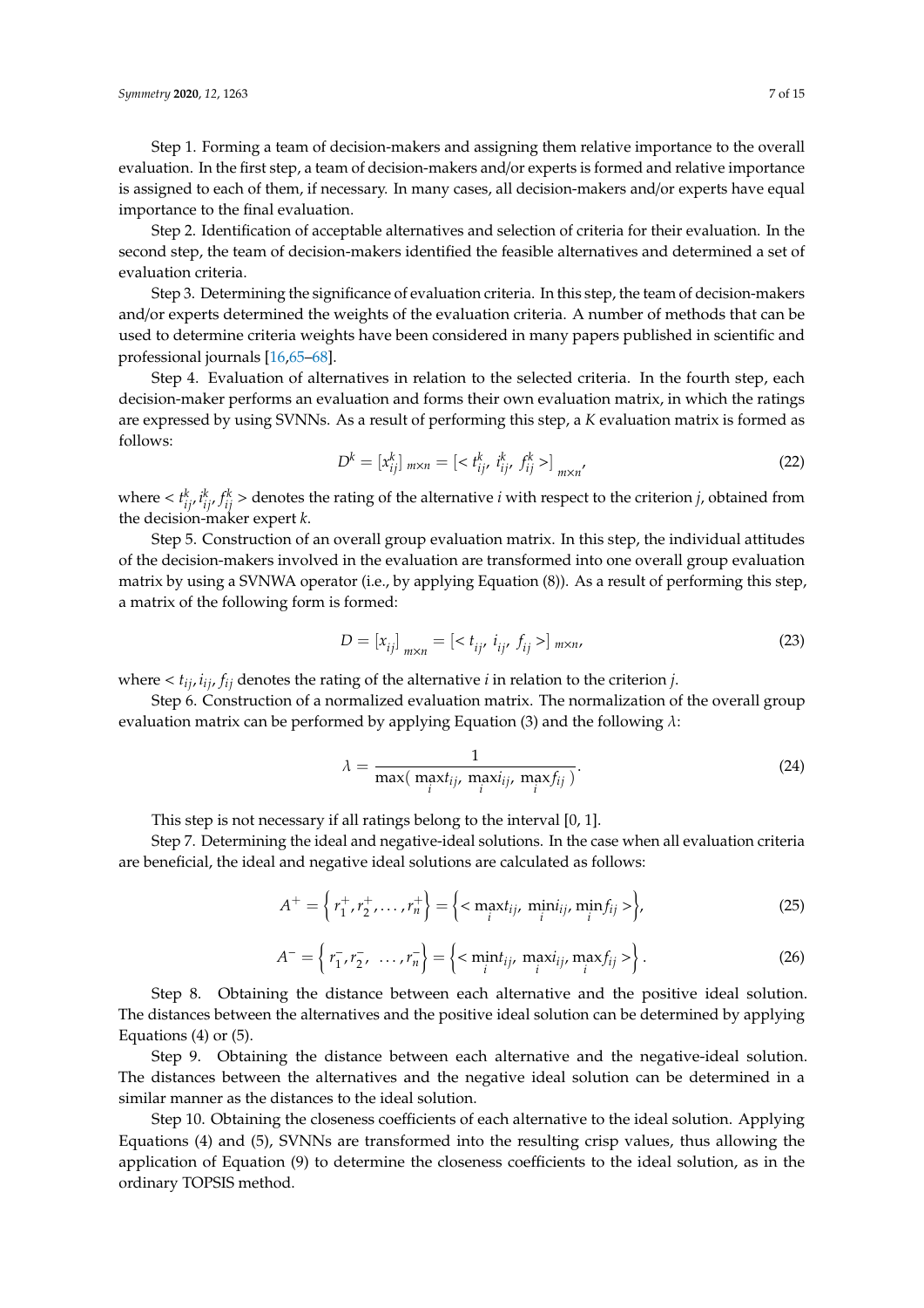Step 1. Forming a team of decision-makers and assigning them relative importance to the overall evaluation. In the first step, a team of decision-makers and/or experts is formed and relative importance is assigned to each of them, if necessary. In many cases, all decision-makers and/or experts have equal importance to the final evaluation.

Step 2. Identification of acceptable alternatives and selection of criteria for their evaluation. In the second step, the team of decision-makers identified the feasible alternatives and determined a set of evaluation criteria.

Step 3. Determining the significance of evaluation criteria. In this step, the team of decision-makers and/or experts determined the weights of the evaluation criteria. A number of methods that can be used to determine criteria weights have been considered in many papers published in scientific and professional journals [16,65–68].

Step 4. Evaluation of alternatives in relation to the selected criteria. In the fourth step, each decision-maker performs an evaluation and forms their own evaluation matrix, in which the ratings are expressed by using SVNNs. As a result of performing this step, a $K$ evaluation matrix is formed as follows:

$$D^k = [x_{ij}^k]_{m\times n} = [< t_{ij}^k,\ i_{ij}^k,\ f_{ij}^k >]_{m\times n}, \tag{22}$$

where $< t_{ij}^k, i_{ij}^k, f_{ij}^k >$ denotes the rating of the alternative $i$ with respect to the criterion $j$, obtained from the decision-maker expert $k$.

Step 5. Construction of an overall group evaluation matrix. In this step, the individual attitudes of the decision-makers involved in the evaluation are transformed into one overall group evaluation matrix by using a SVNWA operator (i.e., by applying Equation (8)). As a result of performing this step, a matrix of the following form is formed:

$$D = [x_{ij}]_{m\times n} = [< t_{ij},\ i_{ij},\ f_{ij} >]_{m\times n}, \tag{23}$$

where $< t_{ij}, i_{ij}, f_{ij}$ denotes the rating of the alternative $i$ in relation to the criterion $j$.

Step 6. Construction of a normalized evaluation matrix. The normalization of the overall group evaluation matrix can be performed by applying Equation (3) and the following $\lambda$:

$$\lambda = \frac{1}{\max(\ \max\limits_i t_{ij},\ \max\limits_i i_{ij},\ \max\limits_i f_{ij}\ )}. \tag{24}$$

This step is not necessary if all ratings belong to the interval [0, 1].

Step 7. Determining the ideal and negative-ideal solutions. In the case when all evaluation criteria are beneficial, the ideal and negative ideal solutions are calculated as follows:

$$A^+ = \left\{ r_1^+, r_2^+, \ldots, r_n^+ \right\} = \left\{ < \max_i t_{ij},\ \min_i i_{ij},\ \min_i f_{ij} > \right\}, \tag{25}$$

$$A^- = \left\{ r_1^-, r_2^-,\ \ldots, r_n^- \right\} = \left\{ < \min_i t_{ij},\ \max_i i_{ij},\ \max_i f_{ij} > \right\}. \tag{26}$$

Step 8. Obtaining the distance between each alternative and the positive ideal solution. The distances between the alternatives and the positive ideal solution can be determined by applying Equations (4) or (5).

Step 9. Obtaining the distance between each alternative and the negative-ideal solution. The distances between the alternatives and the negative ideal solution can be determined in a similar manner as the distances to the ideal solution.

Step 10. Obtaining the closeness coefficients of each alternative to the ideal solution. Applying Equations (4) and (5), SVNNs are transformed into the resulting crisp values, thus allowing the application of Equation (9) to determine the closeness coefficients to the ideal solution, as in the ordinary TOPSIS method.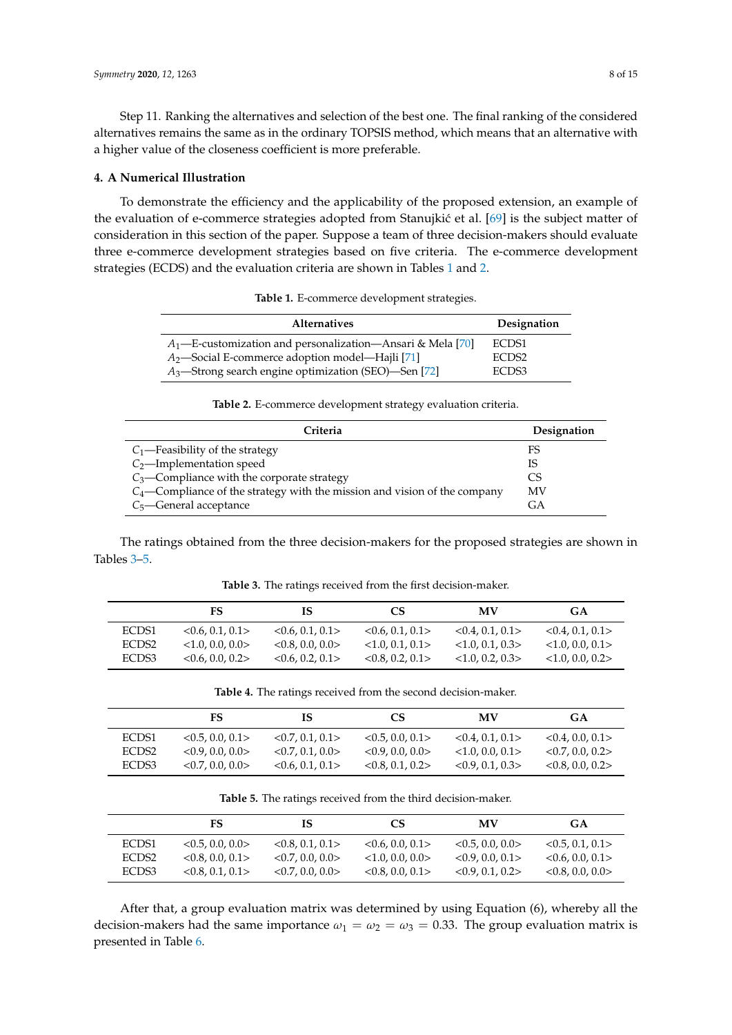Step 11. Ranking the alternatives and selection of the best one. The final ranking of the considered alternatives remains the same as in the ordinary TOPSIS method, which means that an alternative with a higher value of the closeness coefficient is more preferable.

## 4. A Numerical Illustration

To demonstrate the efficiency and the applicability of the proposed extension, an example of the evaluation of e-commerce strategies adopted from Stanujkić et al. [69] is the subject matter of consideration in this section of the paper. Suppose a team of three decision-makers should evaluate three e-commerce development strategies based on five criteria. The e-commerce development strategies (ECDS) and the evaluation criteria are shown in Tables 1 and 2.

**Table 1.** E-commerce development strategies.

| Alternatives | Designation |
|---|---|
| $A_1$—E-customization and personalization—Ansari & Mela [70] | ECDS1 |
| $A_2$—Social E-commerce adoption model—Hajli [71] | ECDS2 |
| $A_3$—Strong search engine optimization (SEO)—Sen [72] | ECDS3 |

**Table 2.** E-commerce development strategy evaluation criteria.

| Criteria | Designation |
|---|---|
| $C_1$—Feasibility of the strategy | FS |
| $C_2$—Implementation speed | IS |
| $C_3$—Compliance with the corporate strategy | CS |
| $C_4$—Compliance of the strategy with the mission and vision of the company | MV |
| $C_5$—General acceptance | GA |

The ratings obtained from the three decision-makers for the proposed strategies are shown in Tables 3–5.

**Table 3.** The ratings received from the first decision-maker.

| | FS | IS | CS | MV | GA |
|---|---|---|---|---|---|
| ECDS1 | <0.6, 0.1, 0.1> | <0.6, 0.1, 0.1> | <0.6, 0.1, 0.1> | <0.4, 0.1, 0.1> | <0.4, 0.1, 0.1> |
| ECDS2 | <1.0, 0.0, 0.0> | <0.8, 0.0, 0.0> | <1.0, 0.1, 0.1> | <1.0, 0.1, 0.3> | <1.0, 0.0, 0.1> |
| ECDS3 | <0.6, 0.0, 0.2> | <0.6, 0.2, 0.1> | <0.8, 0.2, 0.1> | <1.0, 0.2, 0.3> | <1.0, 0.0, 0.2> |

**Table 4.** The ratings received from the second decision-maker.

| | FS | IS | CS | MV | GA |
|---|---|---|---|---|---|
| ECDS1 | <0.5, 0.0, 0.1> | <0.7, 0.1, 0.1> | <0.5, 0.0, 0.1> | <0.4, 0.1, 0.1> | <0.4, 0.0, 0.1> |
| ECDS2 | <0.9, 0.0, 0.0> | <0.7, 0.1, 0.0> | <0.9, 0.0, 0.0> | <1.0, 0.0, 0.1> | <0.7, 0.0, 0.2> |
| ECDS3 | <0.7, 0.0, 0.0> | <0.6, 0.1, 0.1> | <0.8, 0.1, 0.2> | <0.9, 0.1, 0.3> | <0.8, 0.0, 0.2> |

**Table 5.** The ratings received from the third decision-maker.

| | FS | IS | CS | MV | GA |
|---|---|---|---|---|---|
| ECDS1 | <0.5, 0.0, 0.0> | <0.8, 0.1, 0.1> | <0.6, 0.0, 0.1> | <0.5, 0.0, 0.0> | <0.5, 0.1, 0.1> |
| ECDS2 | <0.8, 0.0, 0.1> | <0.7, 0.0, 0.0> | <1.0, 0.0, 0.0> | <0.9, 0.0, 0.1> | <0.6, 0.0, 0.1> |
| ECDS3 | <0.8, 0.1, 0.1> | <0.7, 0.0, 0.0> | <0.8, 0.0, 0.1> | <0.9, 0.1, 0.2> | <0.8, 0.0, 0.0> |

After that, a group evaluation matrix was determined by using Equation (6), whereby all the decision-makers had the same importance $\omega_1 = \omega_2 = \omega_3 = 0.33$. The group evaluation matrix is presented in Table 6.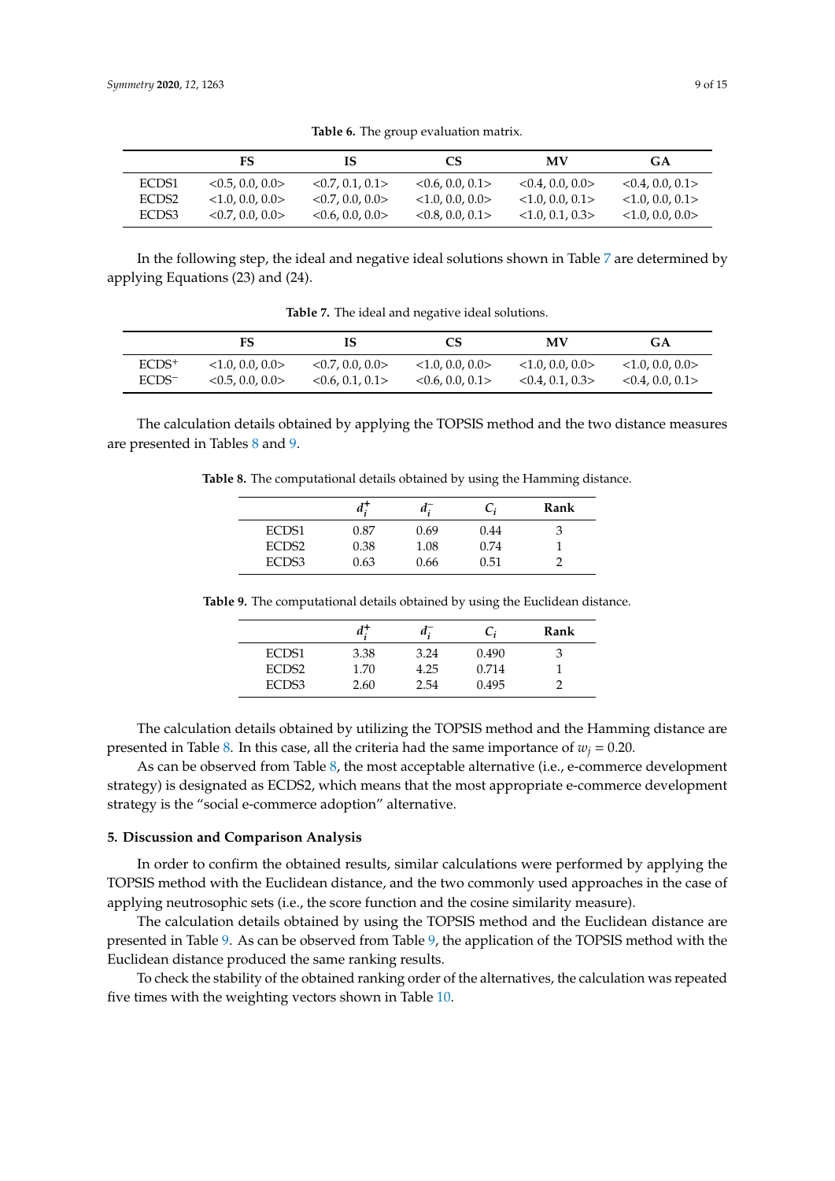**Table 6.** The group evaluation matrix.

| | FS | IS | CS | MV | GA |
|---|---|---|---|---|---|
| ECDS1 | <0.5, 0.0, 0.0> | <0.7, 0.1, 0.1> | <0.6, 0.0, 0.1> | <0.4, 0.0, 0.0> | <0.4, 0.0, 0.1> |
| ECDS2 | <1.0, 0.0, 0.0> | <0.7, 0.0, 0.0> | <1.0, 0.0, 0.0> | <1.0, 0.0, 0.1> | <1.0, 0.0, 0.1> |
| ECDS3 | <0.7, 0.0, 0.0> | <0.6, 0.0, 0.0> | <0.8, 0.0, 0.1> | <1.0, 0.1, 0.3> | <1.0, 0.0, 0.0> |

In the following step, the ideal and negative ideal solutions shown in Table 7 are determined by applying Equations (23) and (24).

**Table 7.** The ideal and negative ideal solutions.

| | FS | IS | CS | MV | GA |
|---|---|---|---|---|---|
| ECDS$^+$ | <1.0, 0.0, 0.0> | <0.7, 0.0, 0.0> | <1.0, 0.0, 0.0> | <1.0, 0.0, 0.0> | <1.0, 0.0, 0.0> |
| ECDS$^-$ | <0.5, 0.0, 0.0> | <0.6, 0.1, 0.1> | <0.6, 0.0, 0.1> | <0.4, 0.1, 0.3> | <0.4, 0.0, 0.1> |

The calculation details obtained by applying the TOPSIS method and the two distance measures are presented in Tables 8 and 9.

**Table 8.** The computational details obtained by using the Hamming distance.

| | $d_i^+$ | $d_i^-$ | $C_i$ | Rank |
|---|---|---|---|---|
| ECDS1 | 0.87 | 0.69 | 0.44 | 3 |
| ECDS2 | 0.38 | 1.08 | 0.74 | 1 |
| ECDS3 | 0.63 | 0.66 | 0.51 | 2 |

**Table 9.** The computational details obtained by using the Euclidean distance.

| | $d_i^+$ | $d_i^-$ | $C_i$ | Rank |
|---|---|---|---|---|
| ECDS1 | 3.38 | 3.24 | 0.490 | 3 |
| ECDS2 | 1.70 | 4.25 | 0.714 | 1 |
| ECDS3 | 2.60 | 2.54 | 0.495 | 2 |

The calculation details obtained by utilizing the TOPSIS method and the Hamming distance are presented in Table 8. In this case, all the criteria had the same importance of $w_j = 0.20$.

As can be observed from Table 8, the most acceptable alternative (i.e., e-commerce development strategy) is designated as ECDS2, which means that the most appropriate e-commerce development strategy is the "social e-commerce adoption" alternative.

## 5. Discussion and Comparison Analysis

In order to confirm the obtained results, similar calculations were performed by applying the TOPSIS method with the Euclidean distance, and the two commonly used approaches in the case of applying neutrosophic sets (i.e., the score function and the cosine similarity measure).

The calculation details obtained by using the TOPSIS method and the Euclidean distance are presented in Table 9. As can be observed from Table 9, the application of the TOPSIS method with the Euclidean distance produced the same ranking results.

To check the stability of the obtained ranking order of the alternatives, the calculation was repeated five times with the weighting vectors shown in Table 10.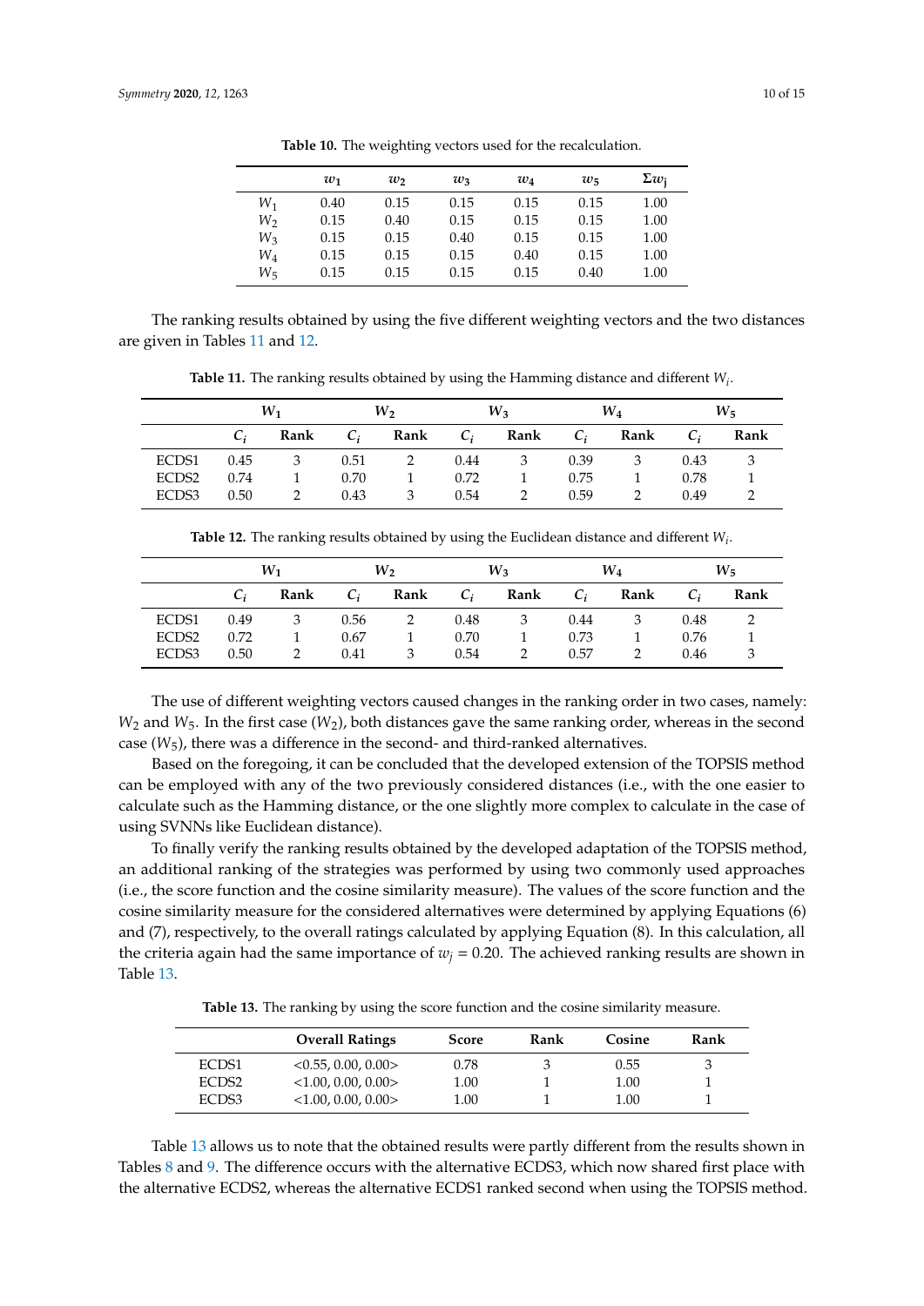**Table 10.** The weighting vectors used for the recalculation.

| | $w_1$ | $w_2$ | $w_3$ | $w_4$ | $w_5$ | $\Sigma w_j$ |
|---|---|---|---|---|---|---|
| $W_1$ | 0.40 | 0.15 | 0.15 | 0.15 | 0.15 | 1.00 |
| $W_2$ | 0.15 | 0.40 | 0.15 | 0.15 | 0.15 | 1.00 |
| $W_3$ | 0.15 | 0.15 | 0.40 | 0.15 | 0.15 | 1.00 |
| $W_4$ | 0.15 | 0.15 | 0.15 | 0.40 | 0.15 | 1.00 |
| $W_5$ | 0.15 | 0.15 | 0.15 | 0.15 | 0.40 | 1.00 |

The ranking results obtained by using the five different weighting vectors and the two distances are given in Tables 11 and 12.

**Table 11.** The ranking results obtained by using the Hamming distance and different $W_i$.

| | $W_1$ | | $W_2$ | | $W_3$ | | $W_4$ | | $W_5$ | |
|---|---|---|---|---|---|---|---|---|---|---|
| | $C_i$ | **Rank** | $C_i$ | **Rank** | $C_i$ | **Rank** | $C_i$ | **Rank** | $C_i$ | **Rank** |
| ECDS1 | 0.45 | 3 | 0.51 | 2 | 0.44 | 3 | 0.39 | 3 | 0.43 | 3 |
| ECDS2 | 0.74 | 1 | 0.70 | 1 | 0.72 | 1 | 0.75 | 1 | 0.78 | 1 |
| ECDS3 | 0.50 | 2 | 0.43 | 3 | 0.54 | 2 | 0.59 | 2 | 0.49 | 2 |

**Table 12.** The ranking results obtained by using the Euclidean distance and different $W_i$.

| | $W_1$ | | $W_2$ | | $W_3$ | | $W_4$ | | $W_5$ | |
|---|---|---|---|---|---|---|---|---|---|---|
| | $C_i$ | **Rank** | $C_i$ | **Rank** | $C_i$ | **Rank** | $C_i$ | **Rank** | $C_i$ | **Rank** |
| ECDS1 | 0.49 | 3 | 0.56 | 2 | 0.48 | 3 | 0.44 | 3 | 0.48 | 2 |
| ECDS2 | 0.72 | 1 | 0.67 | 1 | 0.70 | 1 | 0.73 | 1 | 0.76 | 1 |
| ECDS3 | 0.50 | 2 | 0.41 | 3 | 0.54 | 2 | 0.57 | 2 | 0.46 | 3 |

The use of different weighting vectors caused changes in the ranking order in two cases, namely: $W_2$ and $W_5$. In the first case ($W_2$), both distances gave the same ranking order, whereas in the second case ($W_5$), there was a difference in the second- and third-ranked alternatives.

Based on the foregoing, it can be concluded that the developed extension of the TOPSIS method can be employed with any of the two previously considered distances (i.e., with the one easier to calculate such as the Hamming distance, or the one slightly more complex to calculate in the case of using SVNNs like Euclidean distance).

To finally verify the ranking results obtained by the developed adaptation of the TOPSIS method, an additional ranking of the strategies was performed by using two commonly used approaches (i.e., the score function and the cosine similarity measure). The values of the score function and the cosine similarity measure for the considered alternatives were determined by applying Equations (6) and (7), respectively, to the overall ratings calculated by applying Equation (8). In this calculation, all the criteria again had the same importance of $w_j = 0.20$. The achieved ranking results are shown in Table 13.

**Table 13.** The ranking by using the score function and the cosine similarity measure.

| | **Overall Ratings** | **Score** | **Rank** | **Cosine** | **Rank** |
|---|---|---|---|---|---|
| ECDS1 | <0.55, 0.00, 0.00> | 0.78 | 3 | 0.55 | 3 |
| ECDS2 | <1.00, 0.00, 0.00> | 1.00 | 1 | 1.00 | 1 |
| ECDS3 | <1.00, 0.00, 0.00> | 1.00 | 1 | 1.00 | 1 |

Table 13 allows us to note that the obtained results were partly different from the results shown in Tables 8 and 9. The difference occurs with the alternative ECDS3, which now shared first place with the alternative ECDS2, whereas the alternative ECDS1 ranked second when using the TOPSIS method.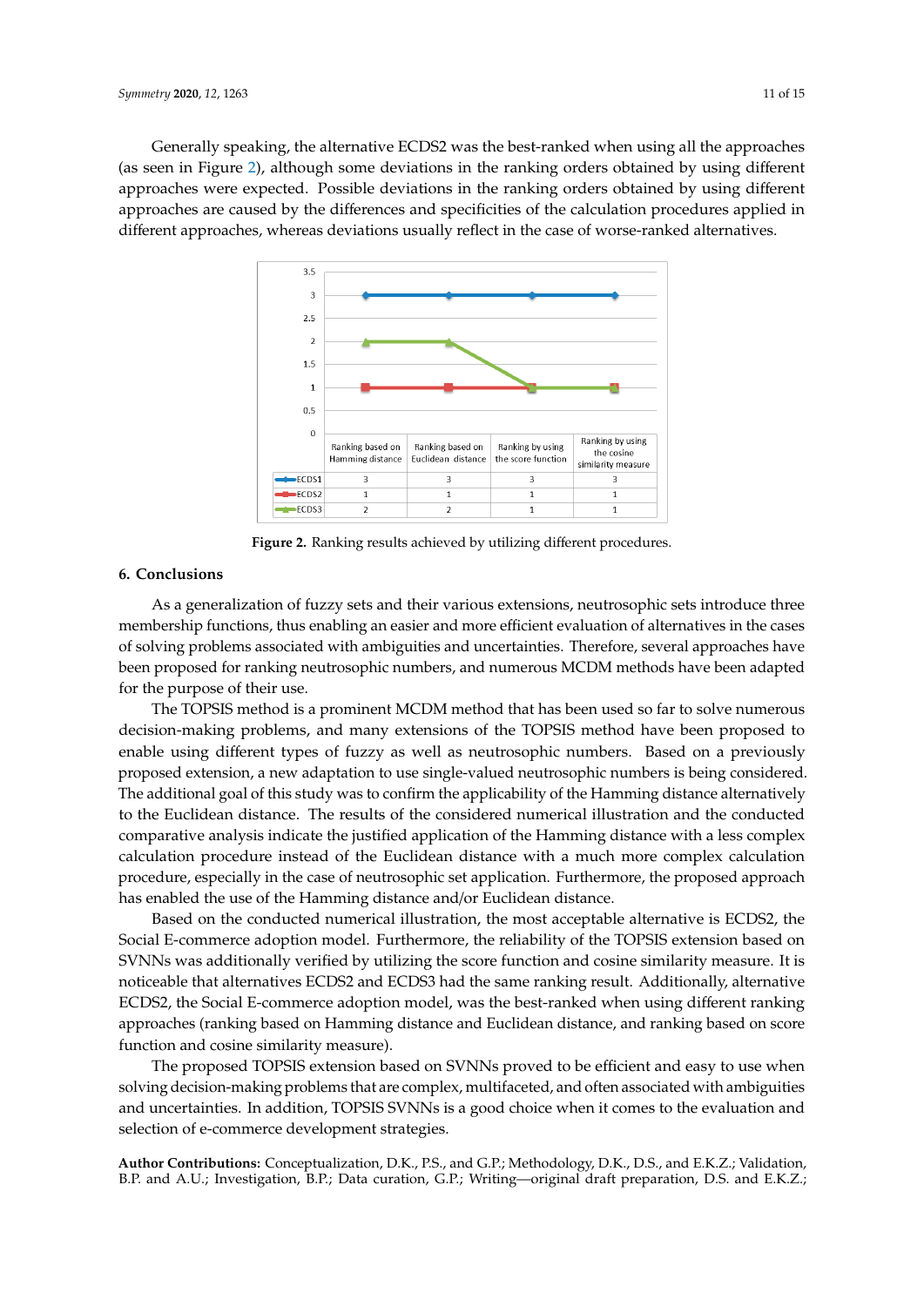Generally speaking, the alternative ECDS2 was the best-ranked when using all the approaches (as seen in Figure 2), although some deviations in the ranking orders obtained by using different approaches were expected. Possible deviations in the ranking orders obtained by using different approaches are caused by the differences and specificities of the calculation procedures applied in different approaches, whereas deviations usually reflect in the case of worse-ranked alternatives.

| | Ranking based on Hamming distance | Ranking based on Euclidean distance | Ranking by using the score function | Ranking by using the cosine similarity measure |
|---|---|---|---|---|
| ECDS1 | 3 | 3 | 3 | 3 |
| ECDS2 | 1 | 1 | 1 | 1 |
| ECDS3 | 2 | 2 | 1 | 1 |

**Figure 2.** Ranking results achieved by utilizing different procedures.

## 6. Conclusions

As a generalization of fuzzy sets and their various extensions, neutrosophic sets introduce three membership functions, thus enabling an easier and more efficient evaluation of alternatives in the cases of solving problems associated with ambiguities and uncertainties. Therefore, several approaches have been proposed for ranking neutrosophic numbers, and numerous MCDM methods have been adapted for the purpose of their use.

The TOPSIS method is a prominent MCDM method that has been used so far to solve numerous decision-making problems, and many extensions of the TOPSIS method have been proposed to enable using different types of fuzzy as well as neutrosophic numbers. Based on a previously proposed extension, a new adaptation to use single-valued neutrosophic numbers is being considered. The additional goal of this study was to confirm the applicability of the Hamming distance alternatively to the Euclidean distance. The results of the considered numerical illustration and the conducted comparative analysis indicate the justified application of the Hamming distance with a less complex calculation procedure instead of the Euclidean distance with a much more complex calculation procedure, especially in the case of neutrosophic set application. Furthermore, the proposed approach has enabled the use of the Hamming distance and/or Euclidean distance.

Based on the conducted numerical illustration, the most acceptable alternative is ECDS2, the Social E-commerce adoption model. Furthermore, the reliability of the TOPSIS extension based on SVNNs was additionally verified by utilizing the score function and cosine similarity measure. It is noticeable that alternatives ECDS2 and ECDS3 had the same ranking result. Additionally, alternative ECDS2, the Social E-commerce adoption model, was the best-ranked when using different ranking approaches (ranking based on Hamming distance and Euclidean distance, and ranking based on score function and cosine similarity measure).

The proposed TOPSIS extension based on SVNNs proved to be efficient and easy to use when solving decision-making problems that are complex, multifaceted, and often associated with ambiguities and uncertainties. In addition, TOPSIS SVNNs is a good choice when it comes to the evaluation and selection of e-commerce development strategies.

**Author Contributions:** Conceptualization, D.K., P.S., and G.P.; Methodology, D.K., D.S., and E.K.Z.; Validation, B.P. and A.U.; Investigation, B.P.; Data curation, G.P.; Writing—original draft preparation, D.S. and E.K.Z.;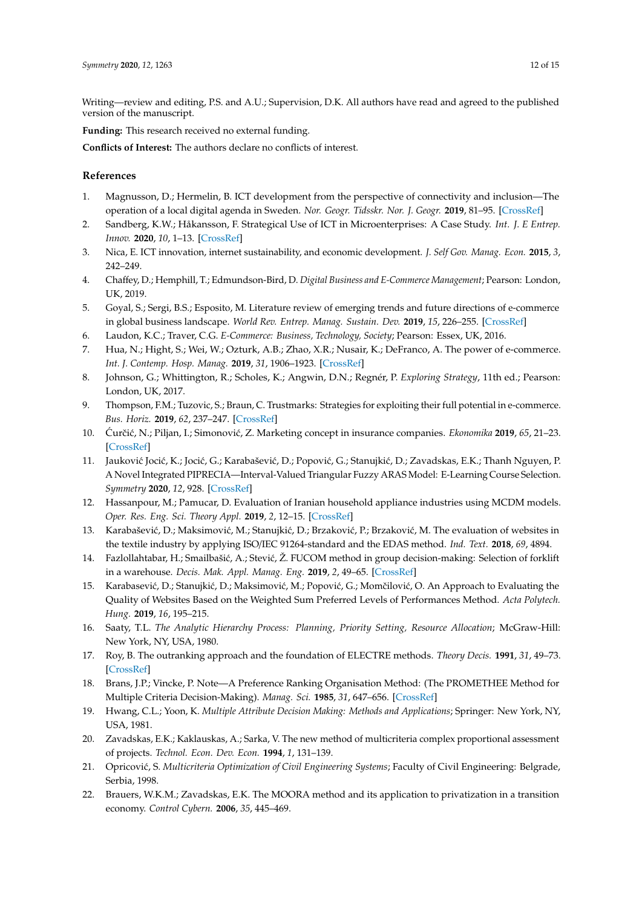Writing—review and editing, P.S. and A.U.; Supervision, D.K. All authors have read and agreed to the published version of the manuscript.

**Funding:** This research received no external funding.

**Conflicts of Interest:** The authors declare no conflicts of interest.

## References

1. Magnusson, D.; Hermelin, B. ICT development from the perspective of connectivity and inclusion—The operation of a local digital agenda in Sweden. *Nor. Geogr. Tidsskr. Nor. J. Geogr.* **2019**, 81–95. [CrossRef]
2. Sandberg, K.W.; Håkansson, F. Strategical Use of ICT in Microenterprises: A Case Study. *Int. J. E Entrep. Innov.* **2020**, *10*, 1–13. [CrossRef]
3. Nica, E. ICT innovation, internet sustainability, and economic development. *J. Self Gov. Manag. Econ.* **2015**, *3*, 242–249.
4. Chaffey, D.; Hemphill, T.; Edmundson-Bird, D. *Digital Business and E-Commerce Management*; Pearson: London, UK, 2019.
5. Goyal, S.; Sergi, B.S.; Esposito, M. Literature review of emerging trends and future directions of e-commerce in global business landscape. *World Rev. Entrep. Manag. Sustain. Dev.* **2019**, *15*, 226–255. [CrossRef]
6. Laudon, K.C.; Traver, C.G. *E-Commerce: Business, Technology, Society*; Pearson: Essex, UK, 2016.
7. Hua, N.; Hight, S.; Wei, W.; Ozturk, A.B.; Zhao, X.R.; Nusair, K.; DeFranco, A. The power of e-commerce. *Int. J. Contemp. Hosp. Manag.* **2019**, *31*, 1906–1923. [CrossRef]
8. Johnson, G.; Whittington, R.; Scholes, K.; Angwin, D.N.; Regnér, P. *Exploring Strategy*, 11th ed.; Pearson: London, UK, 2017.
9. Thompson, F.M.; Tuzovic, S.; Braun, C. Trustmarks: Strategies for exploiting their full potential in e-commerce. *Bus. Horiz.* **2019**, *62*, 237–247. [CrossRef]
10. Ćurčić, N.; Piljan, I.; Simonović, Z. Marketing concept in insurance companies. *Ekonomika* **2019**, *65*, 21–23. [CrossRef]
11. Jauković Jocić, K.; Jocić, G.; Karabašević, D.; Popović, G.; Stanujkić, D.; Zavadskas, E.K.; Thanh Nguyen, P. A Novel Integrated PIPRECIA—Interval-Valued Triangular Fuzzy ARAS Model: E-Learning Course Selection. *Symmetry* **2020**, *12*, 928. [CrossRef]
12. Hassanpour, M.; Pamucar, D. Evaluation of Iranian household appliance industries using MCDM models. *Oper. Res. Eng. Sci. Theory Appl.* **2019**, *2*, 12–15. [CrossRef]
13. Karabašević, D.; Maksimović, M.; Stanujkić, D.; Brzaković, P.; Brzaković, M. The evaluation of websites in the textile industry by applying ISO/IEC 91264-standard and the EDAS method. *Ind. Text.* **2018**, *69*, 4894.
14. Fazlollahtabar, H.; Smailbašić, A.; Stević, Ž. FUCOM method in group decision-making: Selection of forklift in a warehouse. *Decis. Mak. Appl. Manag. Eng.* **2019**, *2*, 49–65. [CrossRef]
15. Karabasević, D.; Stanujkić, D.; Maksimović, M.; Popović, G.; Momčilović, O. An Approach to Evaluating the Quality of Websites Based on the Weighted Sum Preferred Levels of Performances Method. *Acta Polytech. Hung.* **2019**, *16*, 195–215.
16. Saaty, T.L. *The Analytic Hierarchy Process: Planning, Priority Setting, Resource Allocation*; McGraw-Hill: New York, NY, USA, 1980.
17. Roy, B. The outranking approach and the foundation of ELECTRE methods. *Theory Decis.* **1991**, *31*, 49–73. [CrossRef]
18. Brans, J.P.; Vincke, P. Note—A Preference Ranking Organisation Method: (The PROMETHEE Method for Multiple Criteria Decision-Making). *Manag. Sci.* **1985**, *31*, 647–656. [CrossRef]
19. Hwang, C.L.; Yoon, K. *Multiple Attribute Decision Making: Methods and Applications*; Springer: New York, NY, USA, 1981.
20. Zavadskas, E.K.; Kaklauskas, A.; Sarka, V. The new method of multicriteria complex proportional assessment of projects. *Technol. Econ. Dev. Econ.* **1994**, *1*, 131–139.
21. Opricović, S. *Multicriteria Optimization of Civil Engineering Systems*; Faculty of Civil Engineering: Belgrade, Serbia, 1998.
22. Brauers, W.K.M.; Zavadskas, E.K. The MOORA method and its application to privatization in a transition economy. *Control Cybern.* **2006**, *35*, 445–469.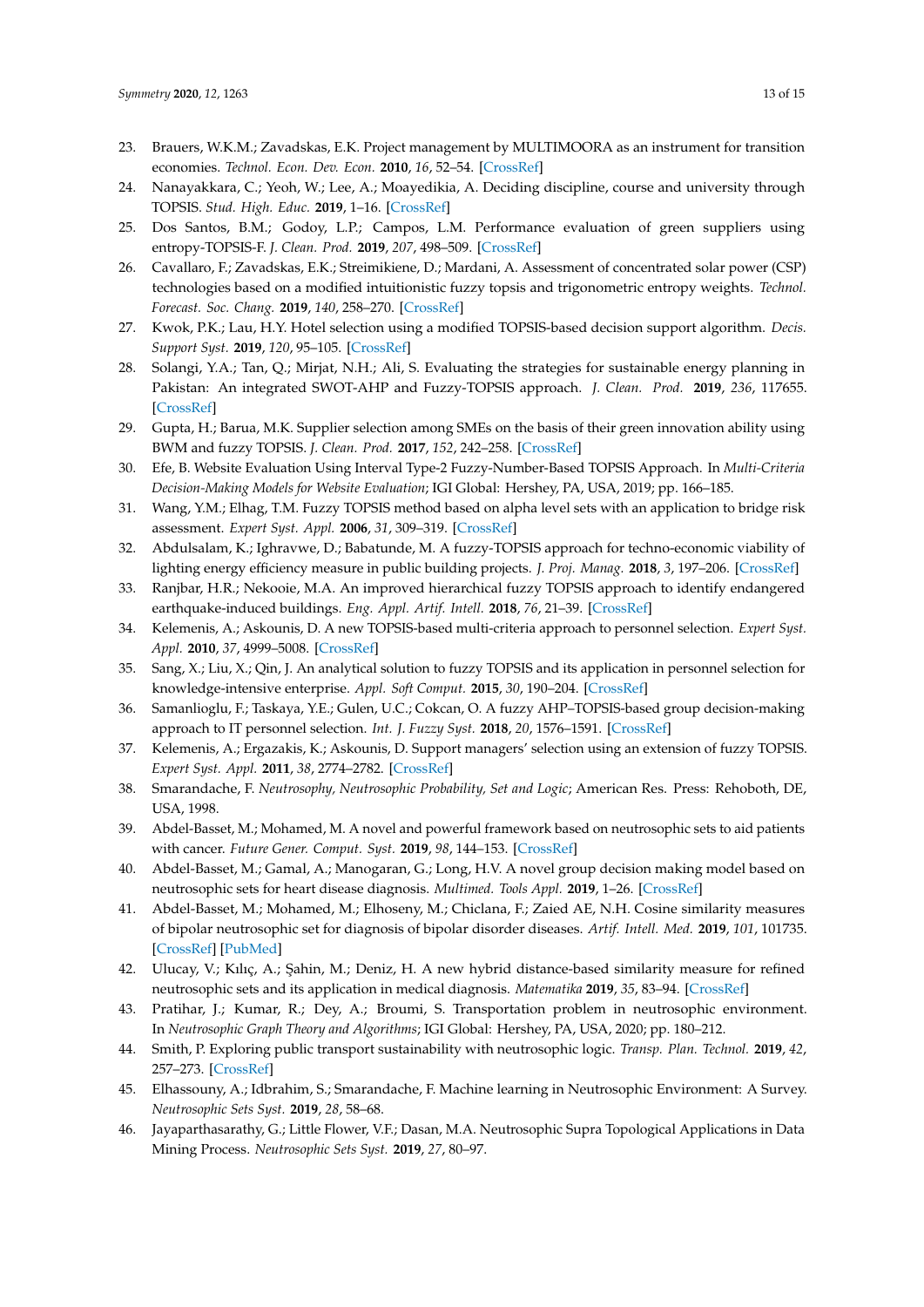23. Brauers, W.K.M.; Zavadskas, E.K. Project management by MULTIMOORA as an instrument for transition economies. *Technol. Econ. Dev. Econ.* **2010**, *16*, 52–54. [CrossRef]
24. Nanayakkara, C.; Yeoh, W.; Lee, A.; Moayedikia, A. Deciding discipline, course and university through TOPSIS. *Stud. High. Educ.* **2019**, 1–16. [CrossRef]
25. Dos Santos, B.M.; Godoy, L.P.; Campos, L.M. Performance evaluation of green suppliers using entropy-TOPSIS-F. *J. Clean. Prod.* **2019**, *207*, 498–509. [CrossRef]
26. Cavallaro, F.; Zavadskas, E.K.; Streimikiene, D.; Mardani, A. Assessment of concentrated solar power (CSP) technologies based on a modified intuitionistic fuzzy topsis and trigonometric entropy weights. *Technol. Forecast. Soc. Chang.* **2019**, *140*, 258–270. [CrossRef]
27. Kwok, P.K.; Lau, H.Y. Hotel selection using a modified TOPSIS-based decision support algorithm. *Decis. Support Syst.* **2019**, *120*, 95–105. [CrossRef]
28. Solangi, Y.A.; Tan, Q.; Mirjat, N.H.; Ali, S. Evaluating the strategies for sustainable energy planning in Pakistan: An integrated SWOT-AHP and Fuzzy-TOPSIS approach. *J. Clean. Prod.* **2019**, *236*, 117655. [CrossRef]
29. Gupta, H.; Barua, M.K. Supplier selection among SMEs on the basis of their green innovation ability using BWM and fuzzy TOPSIS. *J. Clean. Prod.* **2017**, *152*, 242–258. [CrossRef]
30. Efe, B. Website Evaluation Using Interval Type-2 Fuzzy-Number-Based TOPSIS Approach. In *Multi-Criteria Decision-Making Models for Website Evaluation*; IGI Global: Hershey, PA, USA, 2019; pp. 166–185.
31. Wang, Y.M.; Elhag, T.M. Fuzzy TOPSIS method based on alpha level sets with an application to bridge risk assessment. *Expert Syst. Appl.* **2006**, *31*, 309–319. [CrossRef]
32. Abdulsalam, K.; Ighravwe, D.; Babatunde, M. A fuzzy-TOPSIS approach for techno-economic viability of lighting energy efficiency measure in public building projects. *J. Proj. Manag.* **2018**, *3*, 197–206. [CrossRef]
33. Ranjbar, H.R.; Nekooie, M.A. An improved hierarchical fuzzy TOPSIS approach to identify endangered earthquake-induced buildings. *Eng. Appl. Artif. Intell.* **2018**, *76*, 21–39. [CrossRef]
34. Kelemenis, A.; Askounis, D. A new TOPSIS-based multi-criteria approach to personnel selection. *Expert Syst. Appl.* **2010**, *37*, 4999–5008. [CrossRef]
35. Sang, X.; Liu, X.; Qin, J. An analytical solution to fuzzy TOPSIS and its application in personnel selection for knowledge-intensive enterprise. *Appl. Soft Comput.* **2015**, *30*, 190–204. [CrossRef]
36. Samanlioglu, F.; Taskaya, Y.E.; Gulen, U.C.; Cokcan, O. A fuzzy AHP–TOPSIS-based group decision-making approach to IT personnel selection. *Int. J. Fuzzy Syst.* **2018**, *20*, 1576–1591. [CrossRef]
37. Kelemenis, A.; Ergazakis, K.; Askounis, D. Support managers' selection using an extension of fuzzy TOPSIS. *Expert Syst. Appl.* **2011**, *38*, 2774–2782. [CrossRef]
38. Smarandache, F. *Neutrosophy, Neutrosophic Probability, Set and Logic*; American Res. Press: Rehoboth, DE, USA, 1998.
39. Abdel-Basset, M.; Mohamed, M. A novel and powerful framework based on neutrosophic sets to aid patients with cancer. *Future Gener. Comput. Syst.* **2019**, *98*, 144–153. [CrossRef]
40. Abdel-Basset, M.; Gamal, A.; Manogaran, G.; Long, H.V. A novel group decision making model based on neutrosophic sets for heart disease diagnosis. *Multimed. Tools Appl.* **2019**, 1–26. [CrossRef]
41. Abdel-Basset, M.; Mohamed, M.; Elhoseny, M.; Chiclana, F.; Zaied AE, N.H. Cosine similarity measures of bipolar neutrosophic set for diagnosis of bipolar disorder diseases. *Artif. Intell. Med.* **2019**, *101*, 101735. [CrossRef] [PubMed]
42. Ulucay, V.; Kılıç, A.; Şahin, M.; Deniz, H. A new hybrid distance-based similarity measure for refined neutrosophic sets and its application in medical diagnosis. *Matematika* **2019**, *35*, 83–94. [CrossRef]
43. Pratihar, J.; Kumar, R.; Dey, A.; Broumi, S. Transportation problem in neutrosophic environment. In *Neutrosophic Graph Theory and Algorithms*; IGI Global: Hershey, PA, USA, 2020; pp. 180–212.
44. Smith, P. Exploring public transport sustainability with neutrosophic logic. *Transp. Plan. Technol.* **2019**, *42*, 257–273. [CrossRef]
45. Elhassouny, A.; Idbrahim, S.; Smarandache, F. Machine learning in Neutrosophic Environment: A Survey. *Neutrosophic Sets Syst.* **2019**, *28*, 58–68.
46. Jayaparthasarathy, G.; Little Flower, V.F.; Dasan, M.A. Neutrosophic Supra Topological Applications in Data Mining Process. *Neutrosophic Sets Syst.* **2019**, *27*, 80–97.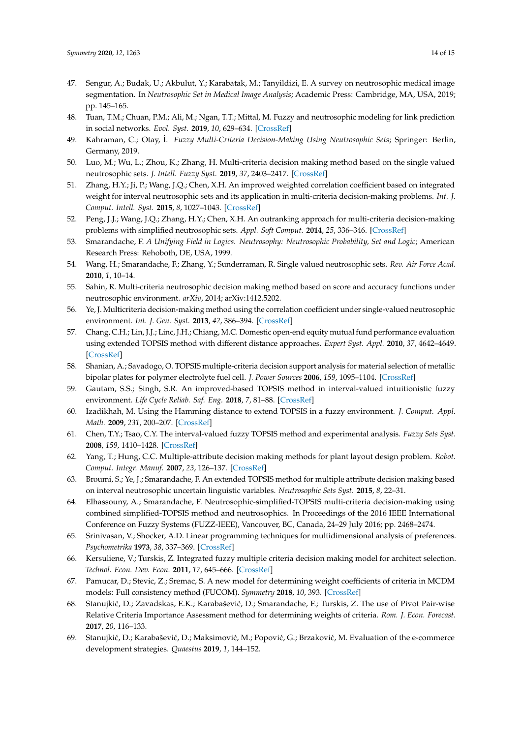47. Sengur, A.; Budak, U.; Akbulut, Y.; Karabatak, M.; Tanyildizi, E. A survey on neutrosophic medical image segmentation. In *Neutrosophic Set in Medical Image Analysis*; Academic Press: Cambridge, MA, USA, 2019; pp. 145–165.
48. Tuan, T.M.; Chuan, P.M.; Ali, M.; Ngan, T.T.; Mittal, M. Fuzzy and neutrosophic modeling for link prediction in social networks. *Evol. Syst.* **2019**, *10*, 629–634. [CrossRef]
49. Kahraman, C.; Otay, İ. *Fuzzy Multi-Criteria Decision-Making Using Neutrosophic Sets*; Springer: Berlin, Germany, 2019.
50. Luo, M.; Wu, L.; Zhou, K.; Zhang, H. Multi-criteria decision making method based on the single valued neutrosophic sets. *J. Intell. Fuzzy Syst.* **2019**, *37*, 2403–2417. [CrossRef]
51. Zhang, H.Y.; Ji, P.; Wang, J.Q.; Chen, X.H. An improved weighted correlation coefficient based on integrated weight for interval neutrosophic sets and its application in multi-criteria decision-making problems. *Int. J. Comput. Intell. Syst.* **2015**, *8*, 1027–1043. [CrossRef]
52. Peng, J.J.; Wang, J.Q.; Zhang, H.Y.; Chen, X.H. An outranking approach for multi-criteria decision-making problems with simplified neutrosophic sets. *Appl. Soft Comput.* **2014**, *25*, 336–346. [CrossRef]
53. Smarandache, F. *A Unifying Field in Logics. Neutrosophy: Neutrosophic Probability, Set and Logic*; American Research Press: Rehoboth, DE, USA, 1999.
54. Wang, H.; Smarandache, F.; Zhang, Y.; Sunderraman, R. Single valued neutrosophic sets. *Rev. Air Force Acad.* **2010**, *1*, 10–14.
55. Sahin, R. Multi-criteria neutrosophic decision making method based on score and accuracy functions under neutrosophic environment. *arXiv*, 2014; arXiv:1412.5202.
56. Ye, J. Multicriteria decision-making method using the correlation coefficient under single-valued neutrosophic environment. *Int. J. Gen. Syst.* **2013**, *42*, 386–394. [CrossRef]
57. Chang, C.H.; Lin, J.J.; Linc, J.H.; Chiang, M.C. Domestic open-end equity mutual fund performance evaluation using extended TOPSIS method with different distance approaches. *Expert Syst. Appl.* **2010**, *37*, 4642–4649. [CrossRef]
58. Shanian, A.; Savadogo, O. TOPSIS multiple-criteria decision support analysis for material selection of metallic bipolar plates for polymer electrolyte fuel cell. *J. Power Sources* **2006**, *159*, 1095–1104. [CrossRef]
59. Gautam, S.S.; Singh, S.R. An improved-based TOPSIS method in interval-valued intuitionistic fuzzy environment. *Life Cycle Reliab. Saf. Eng.* **2018**, *7*, 81–88. [CrossRef]
60. Izadikhah, M. Using the Hamming distance to extend TOPSIS in a fuzzy environment. *J. Comput. Appl. Math.* **2009**, *231*, 200–207. [CrossRef]
61. Chen, T.Y.; Tsao, C.Y. The interval-valued fuzzy TOPSIS method and experimental analysis. *Fuzzy Sets Syst.* **2008**, *159*, 1410–1428. [CrossRef]
62. Yang, T.; Hung, C.C. Multiple-attribute decision making methods for plant layout design problem. *Robot. Comput. Integr. Manuf.* **2007**, *23*, 126–137. [CrossRef]
63. Broumi, S.; Ye, J.; Smarandache, F. An extended TOPSIS method for multiple attribute decision making based on interval neutrosophic uncertain linguistic variables. *Neutrosophic Sets Syst.* **2015**, *8*, 22–31.
64. Elhassouny, A.; Smarandache, F. Neutrosophic-simplified-TOPSIS multi-criteria decision-making using combined simplified-TOPSIS method and neutrosophics. In Proceedings of the 2016 IEEE International Conference on Fuzzy Systems (FUZZ-IEEE), Vancouver, BC, Canada, 24–29 July 2016; pp. 2468–2474.
65. Srinivasan, V.; Shocker, A.D. Linear programming techniques for multidimensional analysis of preferences. *Psychometrika* **1973**, *38*, 337–369. [CrossRef]
66. Kersuliene, V.; Turskis, Z. Integrated fuzzy multiple criteria decision making model for architect selection. *Technol. Econ. Dev. Econ.* **2011**, *17*, 645–666. [CrossRef]
67. Pamucar, D.; Stevic, Z.; Sremac, S. A new model for determining weight coefficients of criteria in MCDM models: Full consistency method (FUCOM). *Symmetry* **2018**, *10*, 393. [CrossRef]
68. Stanujkić, D.; Zavadskas, E.K.; Karabašević, D.; Smarandache, F.; Turskis, Z. The use of Pivot Pair-wise Relative Criteria Importance Assessment method for determining weights of criteria. *Rom. J. Econ. Forecast.* **2017**, *20*, 116–133.
69. Stanujkić, D.; Karabašević, D.; Maksimović, M.; Popović, G.; Brzaković, M. Evaluation of the e-commerce development strategies. *Quaestus* **2019**, *1*, 144–152.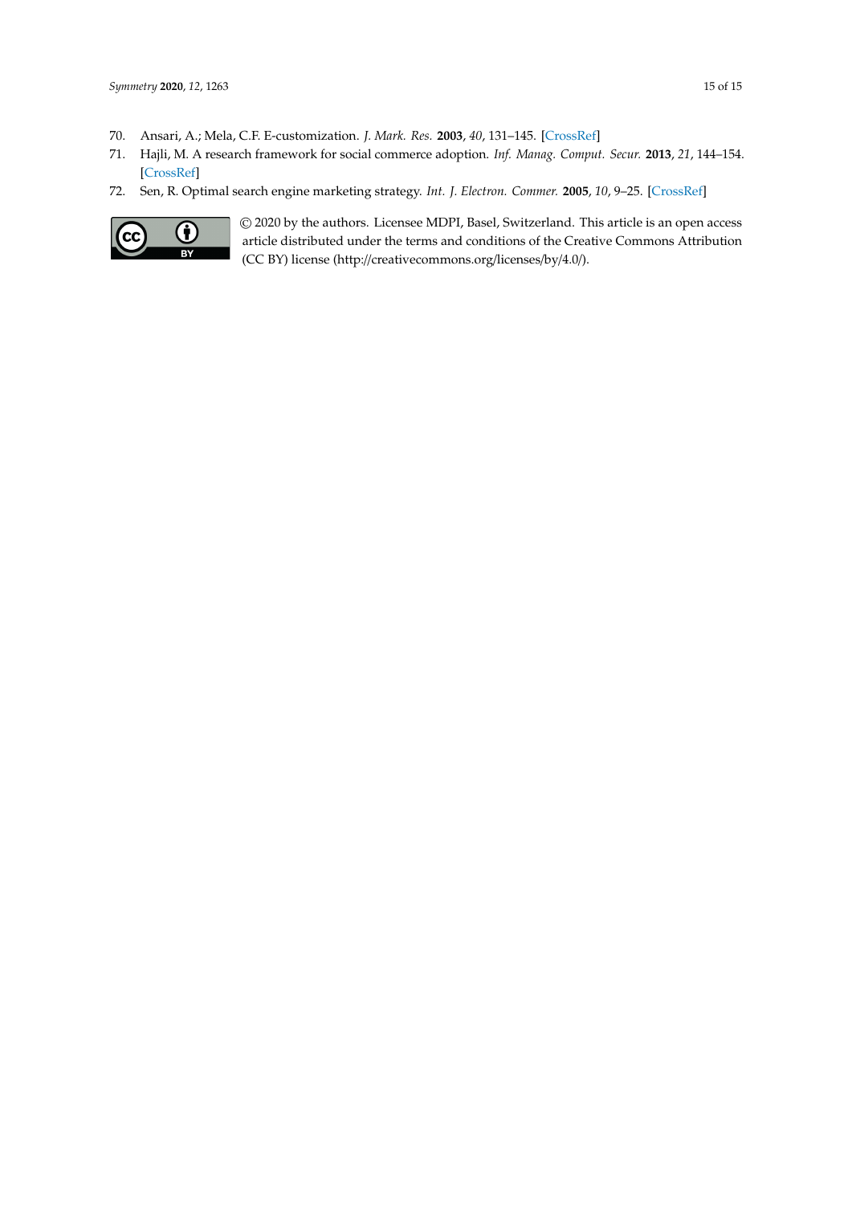70. Ansari, A.; Mela, C.F. E-customization. *J. Mark. Res.* **2003**, *40*, 131–145. [CrossRef]
71. Hajli, M. A research framework for social commerce adoption. *Inf. Manag. Comput. Secur.* **2013**, *21*, 144–154. [CrossRef]
72. Sen, R. Optimal search engine marketing strategy. *Int. J. Electron. Commer.* **2005**, *10*, 9–25. [CrossRef]

© 2020 by the authors. Licensee MDPI, Basel, Switzerland. This article is an open access article distributed under the terms and conditions of the Creative Commons Attribution (CC BY) license (http://creativecommons.org/licenses/by/4.0/).